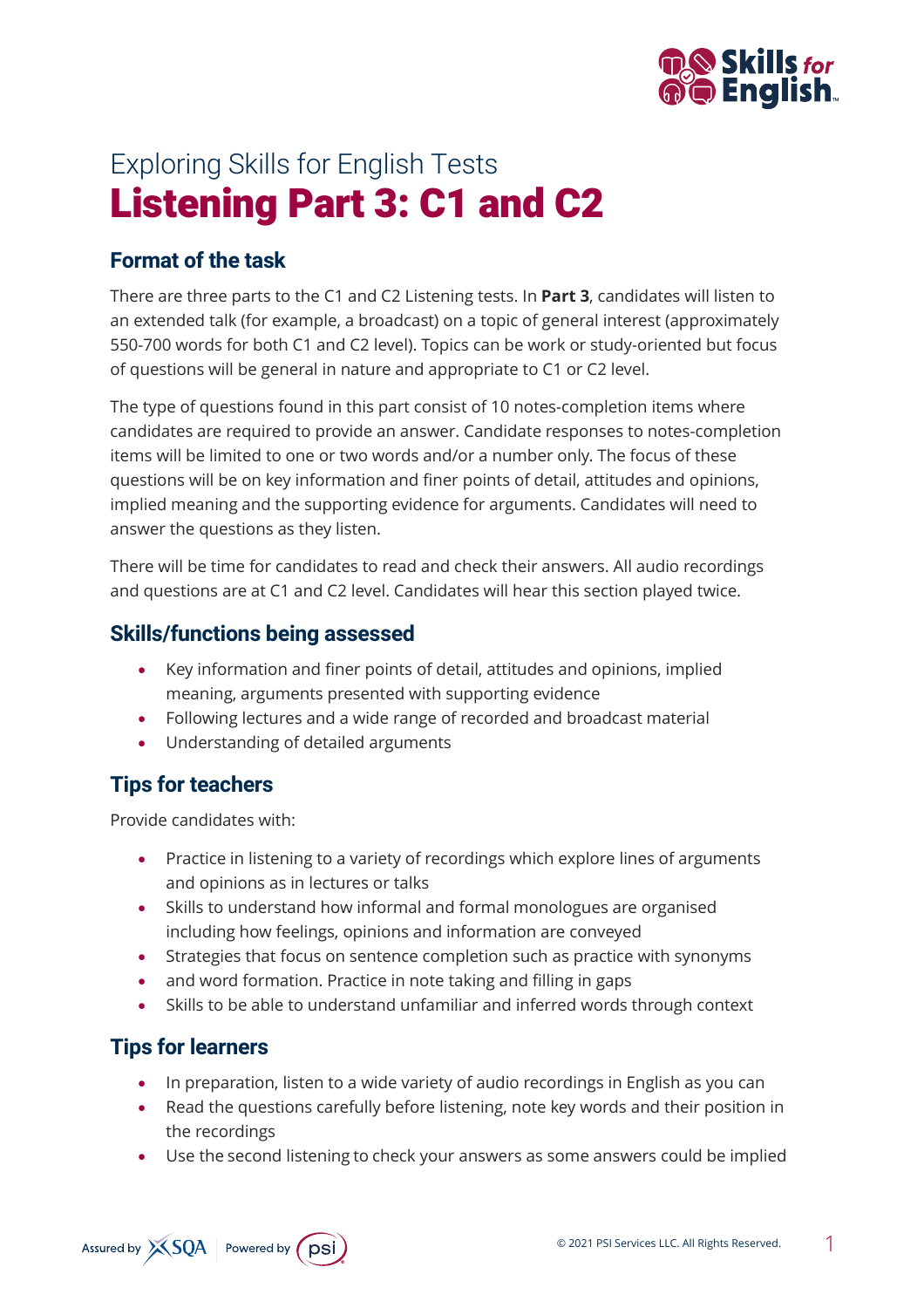# Exploring Skills for English Tests

# Listening Part 3: C1 and C2

## Format of the task

There are three parts to the C1 and C2 Listening tests. In **Part 3**, candidates will listen to an extended talk (for example, a broadcast) on a topic of general interest (approximately 550-700 words for both C1 and C2 level). Topics can be work or study-oriented but focus of questions will be general in nature and appropriate to C1 or C2 level.

The type of questions found in this part consist of 10 notes-completion items where candidates are required to provide an answer. Candidate responses to notes-completion items will be limited to one or two words and/or a number only. The focus of these questions will be on key information and finer points of detail, attitudes and opinions, implied meaning and the supporting evidence for arguments. Candidates will need to answer the questions as they listen.

There will be time for candidates to read and check their answers. All audio recordings and questions are at C1 and C2 level. Candidates will hear this section played twice.

## Skills/functions being assessed

- Key information and finer points of detail, attitudes and opinions, implied meaning, arguments presented with supporting evidence
- Following lectures and a wide range of recorded and broadcast material
- Understanding of detailed arguments

## Tips for teachers

Provide candidates with:

- Practice in listening to a variety of recordings which explore lines of arguments and opinions as in lectures or talks
- Skills to understand how informal and formal monologues are organised including how feelings, opinions and information are conveyed
- Strategies that focus on sentence completion such as practice with synonyms
- and word formation. Practice in note taking and filling in gaps
- Skills to be able to understand unfamiliar and inferred words through context

## Tips for learners

- In preparation, listen to a wide variety of audio recordings in English as you can
- Read the questions carefully before listening, note key words and their position in the recordings
- Use the second listening to check your answers as some answers could be implied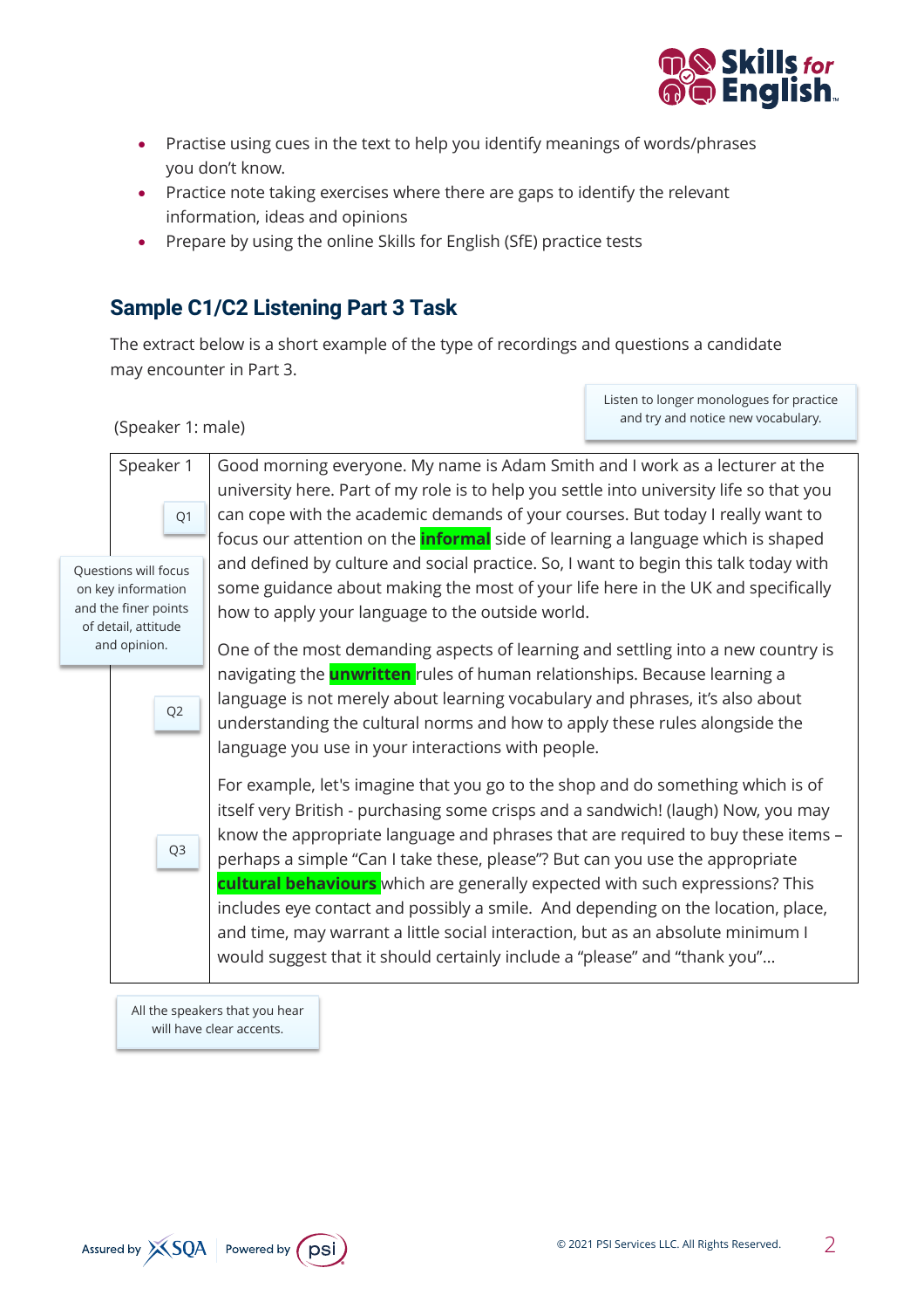- Practise using cues in the text to help you identify meanings of words/phrases you don't know.
- Practice note taking exercises where there are gaps to identify the relevant information, ideas and opinions
- Prepare by using the online Skills for English (SfE) practice tests

## Sample C1/C2 Listening Part 3 Task

The extract below is a short example of the type of recordings and questions a candidate may encounter in Part 3.

Listen to longer monologues for practice and try and notice new vocabulary.

(Speaker 1: male)

| Speaker 1 | |
|---|---|
| Q1 | Good morning everyone. My name is Adam Smith and I work as a lecturer at the university here. Part of my role is to help you settle into university life so that you can cope with the academic demands of your courses. But today I really want to focus our attention on the **informal** side of learning a language which is shaped and defined by culture and social practice. So, I want to begin this talk today with some guidance about making the most of your life here in the UK and specifically how to apply your language to the outside world. |
| Q2 | One of the most demanding aspects of learning and settling into a new country is navigating the **unwritten** rules of human relationships. Because learning a language is not merely about learning vocabulary and phrases, it's also about understanding the cultural norms and how to apply these rules alongside the language you use in your interactions with people. |
| Q3 | For example, let's imagine that you go to the shop and do something which is of itself very British - purchasing some crisps and a sandwich! (laugh) Now, you may know the appropriate language and phrases that are required to buy these items – perhaps a simple "Can I take these, please"? But can you use the appropriate **cultural behaviours** which are generally expected with such expressions? This includes eye contact and possibly a smile. And depending on the location, place, and time, may warrant a little social interaction, but as an absolute minimum I would suggest that it should certainly include a "please" and "thank you"… |

Questions will focus on key information and the finer points of detail, attitude and opinion.

All the speakers that you hear will have clear accents.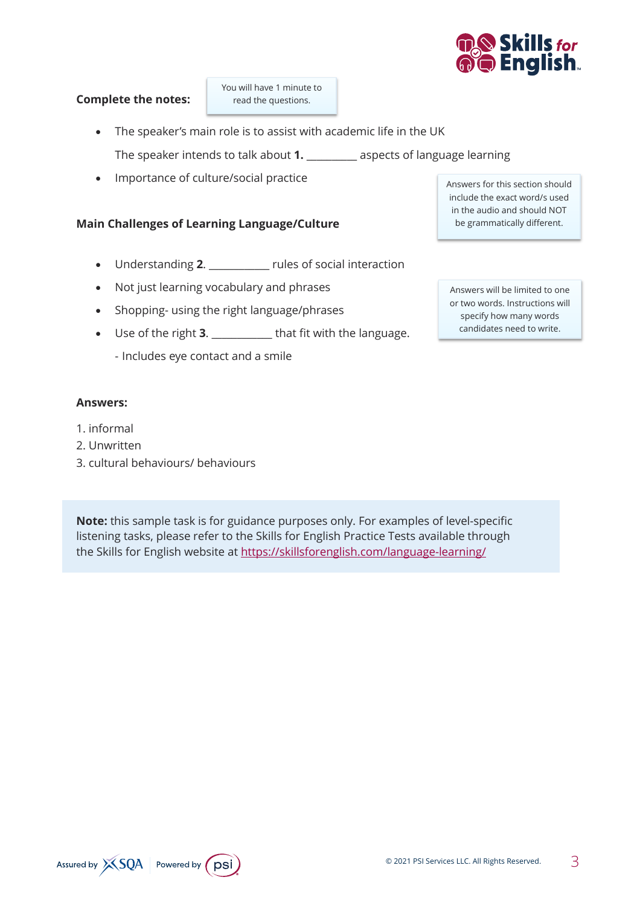**Complete the notes:**

You will have 1 minute to read the questions.

- The speaker's main role is to assist with academic life in the UK

  The speaker intends to talk about **1.** _________ aspects of language learning

- Importance of culture/social practice

Answers for this section should include the exact word/s used in the audio and should NOT be grammatically different.

**Main Challenges of Learning Language/Culture**

- Understanding **2.** ___________ rules of social interaction
- Not just learning vocabulary and phrases
- Shopping- using the right language/phrases
- Use of the right **3.** ___________ that fit with the language.

  - Includes eye contact and a smile

Answers will be limited to one or two words. Instructions will specify how many words candidates need to write.

**Answers:**

1. informal
2. Unwritten
3. cultural behaviours/ behaviours

**Note:** this sample task is for guidance purposes only. For examples of level-specific listening tasks, please refer to the Skills for English Practice Tests available through the Skills for English website at https://skillsforenglish.com/language-learning/

© 2021 PSI Services LLC. All Rights Reserved.